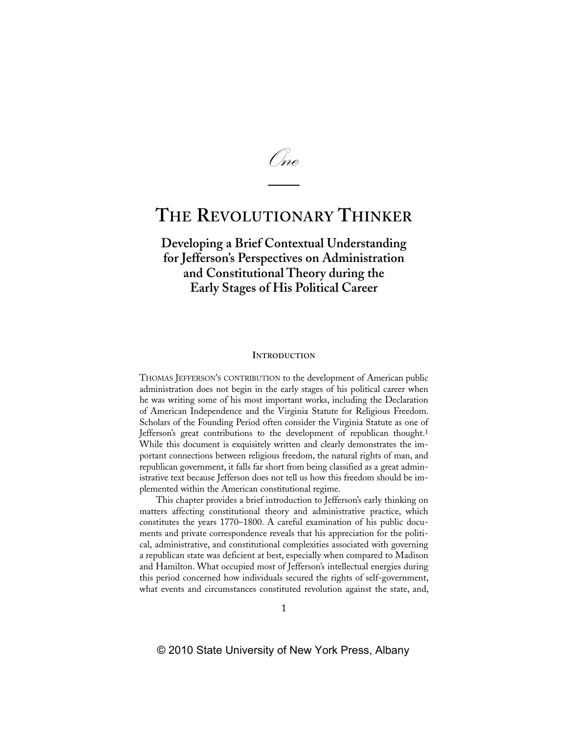# One

# The Revolutionary Thinker

## Developing a Brief Contextual Understanding for Jefferson's Perspectives on Administration and Constitutional Theory during the Early Stages of His Political Career

### Introduction

Thomas Jefferson's contribution to the development of American public administration does not begin in the early stages of his political career when he was writing some of his most important works, including the Declaration of American Independence and the Virginia Statute for Religious Freedom. Scholars of the Founding Period often consider the Virginia Statute as one of Jefferson's great contributions to the development of republican thought.[1] While this document is exquisitely written and clearly demonstrates the important connections between religious freedom, the natural rights of man, and republican government, it falls far short from being classified as a great administrative text because Jefferson does not tell us how this freedom should be implemented within the American constitutional regime.

This chapter provides a brief introduction to Jefferson's early thinking on matters affecting constitutional theory and administrative practice, which constitutes the years 1770–1800. A careful examination of his public documents and private correspondence reveals that his appreciation for the political, administrative, and constitutional complexities associated with governing a republican state was deficient at best, especially when compared to Madison and Hamilton. What occupied most of Jefferson's intellectual energies during this period concerned how individuals secured the rights of self-government, what events and circumstances constituted revolution against the state, and,

© 2010 State University of New York Press, Albany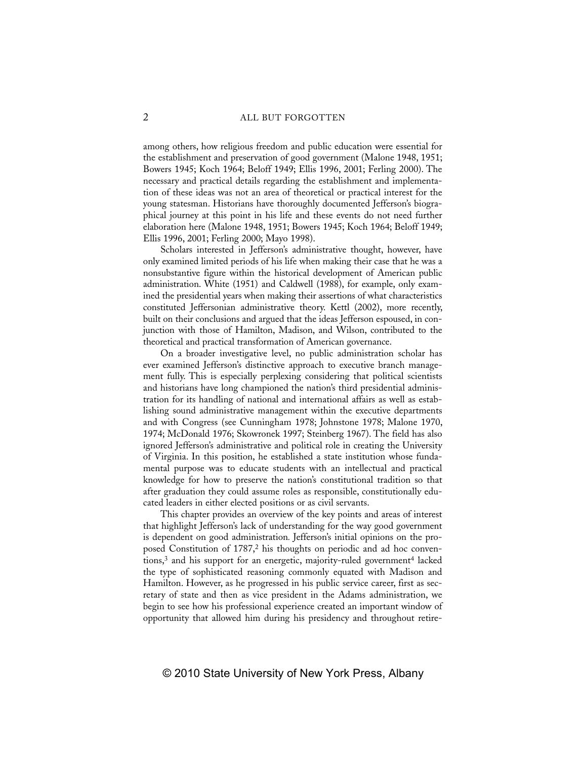among others, how religious freedom and public education were essential for the establishment and preservation of good government (Malone 1948, 1951; Bowers 1945; Koch 1964; Beloff 1949; Ellis 1996, 2001; Ferling 2000). The necessary and practical details regarding the establishment and implementation of these ideas was not an area of theoretical or practical interest for the young statesman. Historians have thoroughly documented Jefferson's biographical journey at this point in his life and these events do not need further elaboration here (Malone 1948, 1951; Bowers 1945; Koch 1964; Beloff 1949; Ellis 1996, 2001; Ferling 2000; Mayo 1998).

Scholars interested in Jefferson's administrative thought, however, have only examined limited periods of his life when making their case that he was a nonsubstantive figure within the historical development of American public administration. White (1951) and Caldwell (1988), for example, only examined the presidential years when making their assertions of what characteristics constituted Jeffersonian administrative theory. Kettl (2002), more recently, built on their conclusions and argued that the ideas Jefferson espoused, in conjunction with those of Hamilton, Madison, and Wilson, contributed to the theoretical and practical transformation of American governance.

On a broader investigative level, no public administration scholar has ever examined Jefferson's distinctive approach to executive branch management fully. This is especially perplexing considering that political scientists and historians have long championed the nation's third presidential administration for its handling of national and international affairs as well as establishing sound administrative management within the executive departments and with Congress (see Cunningham 1978; Johnstone 1978; Malone 1970, 1974; McDonald 1976; Skowronek 1997; Steinberg 1967). The field has also ignored Jefferson's administrative and political role in creating the University of Virginia. In this position, he established a state institution whose fundamental purpose was to educate students with an intellectual and practical knowledge for how to preserve the nation's constitutional tradition so that after graduation they could assume roles as responsible, constitutionally educated leaders in either elected positions or as civil servants.

This chapter provides an overview of the key points and areas of interest that highlight Jefferson's lack of understanding for the way good government is dependent on good administration. Jefferson's initial opinions on the proposed Constitution of 1787,[2] his thoughts on periodic and ad hoc conventions,[3] and his support for an energetic, majority-ruled government[4] lacked the type of sophisticated reasoning commonly equated with Madison and Hamilton. However, as he progressed in his public service career, first as secretary of state and then as vice president in the Adams administration, we begin to see how his professional experience created an important window of opportunity that allowed him during his presidency and throughout retire-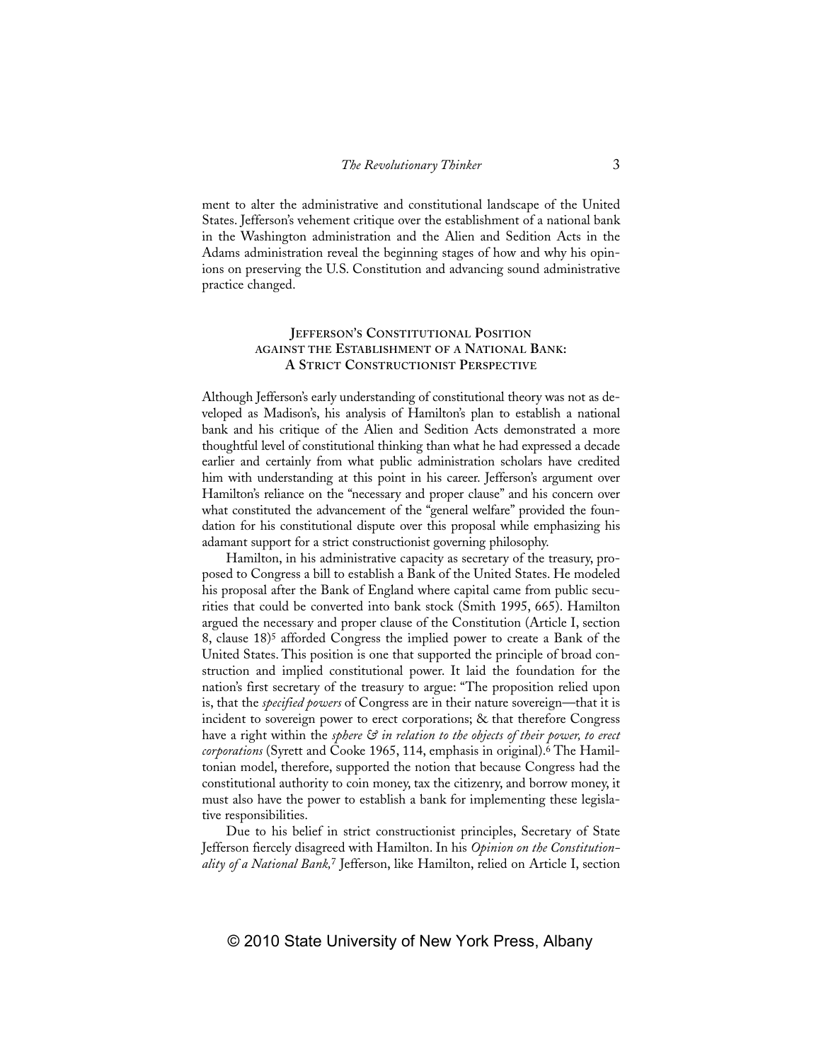ment to alter the administrative and constitutional landscape of the United States. Jefferson's vehement critique over the establishment of a national bank in the Washington administration and the Alien and Sedition Acts in the Adams administration reveal the beginning stages of how and why his opinions on preserving the U.S. Constitution and advancing sound administrative practice changed.

## Jefferson's Constitutional Position against the Establishment of a National Bank: A Strict Constructionist Perspective

Although Jefferson's early understanding of constitutional theory was not as developed as Madison's, his analysis of Hamilton's plan to establish a national bank and his critique of the Alien and Sedition Acts demonstrated a more thoughtful level of constitutional thinking than what he had expressed a decade earlier and certainly from what public administration scholars have credited him with understanding at this point in his career. Jefferson's argument over Hamilton's reliance on the "necessary and proper clause" and his concern over what constituted the advancement of the "general welfare" provided the foundation for his constitutional dispute over this proposal while emphasizing his adamant support for a strict constructionist governing philosophy.

Hamilton, in his administrative capacity as secretary of the treasury, proposed to Congress a bill to establish a Bank of the United States. He modeled his proposal after the Bank of England where capital came from public securities that could be converted into bank stock (Smith 1995, 665). Hamilton argued the necessary and proper clause of the Constitution (Article I, section 8, clause 18)[5] afforded Congress the implied power to create a Bank of the United States. This position is one that supported the principle of broad construction and implied constitutional power. It laid the foundation for the nation's first secretary of the treasury to argue: "The proposition relied upon is, that the *specified powers* of Congress are in their nature sovereign—that it is incident to sovereign power to erect corporations; & that therefore Congress have a right within the *sphere & in relation to the objects of their power, to erect corporations* (Syrett and Cooke 1965, 114, emphasis in original).[6] The Hamiltonian model, therefore, supported the notion that because Congress had the constitutional authority to coin money, tax the citizenry, and borrow money, it must also have the power to establish a bank for implementing these legislative responsibilities.

Due to his belief in strict constructionist principles, Secretary of State Jefferson fiercely disagreed with Hamilton. In his *Opinion on the Constitutionality of a National Bank,*[7] Jefferson, like Hamilton, relied on Article I, section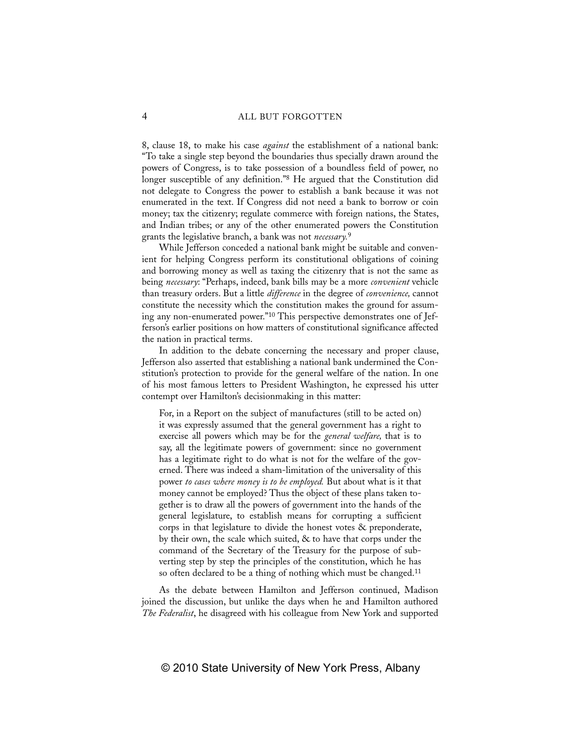8, clause 18, to make his case *against* the establishment of a national bank: "To take a single step beyond the boundaries thus specially drawn around the powers of Congress, is to take possession of a boundless field of power, no longer susceptible of any definition."[8] He argued that the Constitution did not delegate to Congress the power to establish a bank because it was not enumerated in the text. If Congress did not need a bank to borrow or coin money; tax the citizenry; regulate commerce with foreign nations, the States, and Indian tribes; or any of the other enumerated powers the Constitution grants the legislative branch, a bank was not *necessary.*[9]

While Jefferson conceded a national bank might be suitable and convenient for helping Congress perform its constitutional obligations of coining and borrowing money as well as taxing the citizenry that is not the same as being *necessary*: "Perhaps, indeed, bank bills may be a more *convenient* vehicle than treasury orders. But a little *difference* in the degree of *convenience,* cannot constitute the necessity which the constitution makes the ground for assuming any non-enumerated power."[10] This perspective demonstrates one of Jefferson's earlier positions on how matters of constitutional significance affected the nation in practical terms.

In addition to the debate concerning the necessary and proper clause, Jefferson also asserted that establishing a national bank undermined the Constitution's protection to provide for the general welfare of the nation. In one of his most famous letters to President Washington, he expressed his utter contempt over Hamilton's decisionmaking in this matter:

> For, in a Report on the subject of manufactures (still to be acted on) it was expressly assumed that the general government has a right to exercise all powers which may be for the *general welfare,* that is to say, all the legitimate powers of government: since no government has a legitimate right to do what is not for the welfare of the governed. There was indeed a sham-limitation of the universality of this power *to cases where money is to be employed.* But about what is it that money cannot be employed? Thus the object of these plans taken together is to draw all the powers of government into the hands of the general legislature, to establish means for corrupting a sufficient corps in that legislature to divide the honest votes & preponderate, by their own, the scale which suited, & to have that corps under the command of the Secretary of the Treasury for the purpose of subverting step by step the principles of the constitution, which he has so often declared to be a thing of nothing which must be changed.[11]

As the debate between Hamilton and Jefferson continued, Madison joined the discussion, but unlike the days when he and Hamilton authored *The Federalist*, he disagreed with his colleague from New York and supported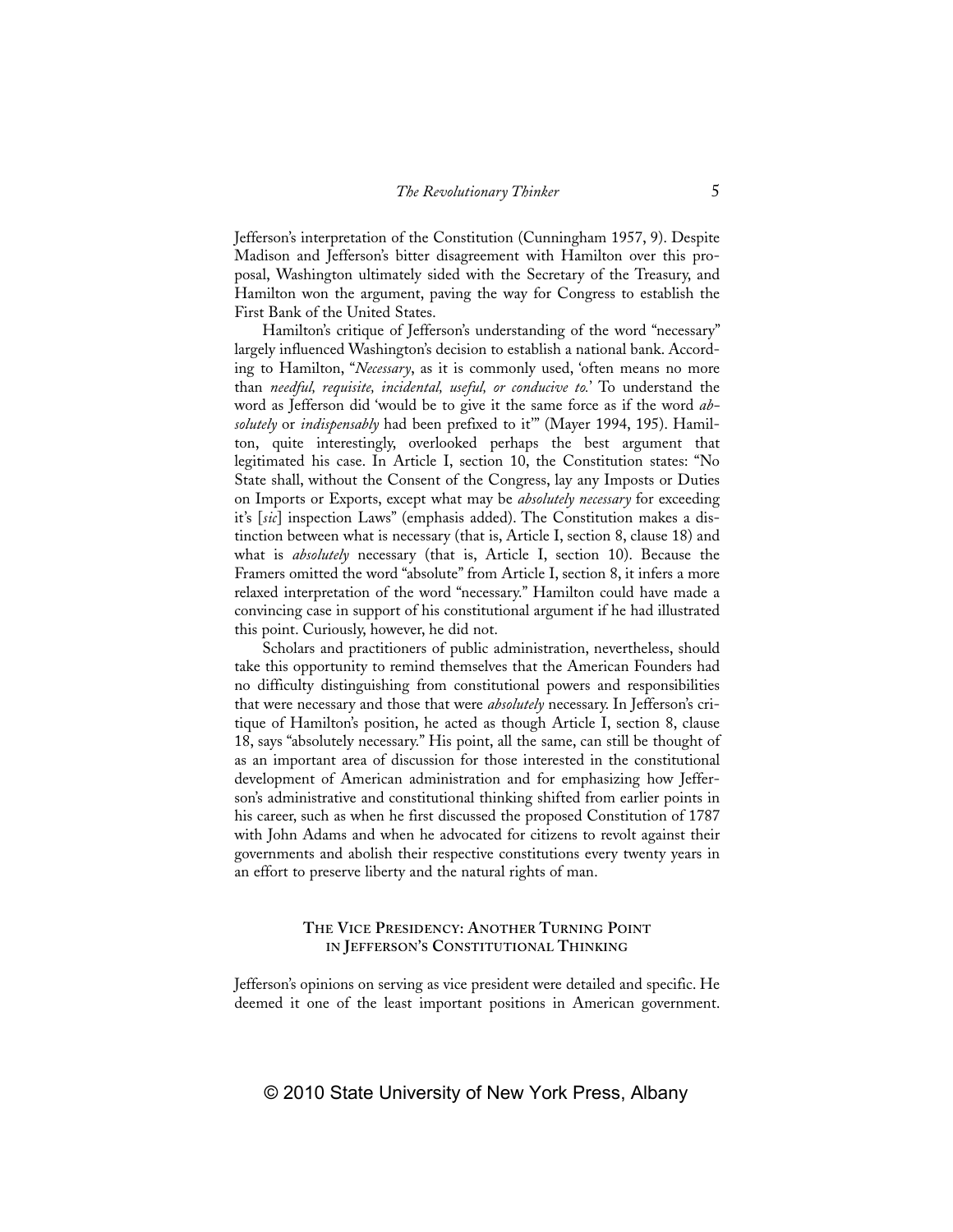Jefferson's interpretation of the Constitution (Cunningham 1957, 9). Despite Madison and Jefferson's bitter disagreement with Hamilton over this proposal, Washington ultimately sided with the Secretary of the Treasury, and Hamilton won the argument, paving the way for Congress to establish the First Bank of the United States.

Hamilton's critique of Jefferson's understanding of the word "necessary" largely influenced Washington's decision to establish a national bank. According to Hamilton, "*Necessary*, as it is commonly used, 'often means no more than *needful, requisite, incidental, useful, or conducive to.*' To understand the word as Jefferson did 'would be to give it the same force as if the word *absolutely* or *indispensably* had been prefixed to it'" (Mayer 1994, 195). Hamilton, quite interestingly, overlooked perhaps the best argument that legitimated his case. In Article I, section 10, the Constitution states: "No State shall, without the Consent of the Congress, lay any Imposts or Duties on Imports or Exports, except what may be *absolutely necessary* for exceeding it's [*sic*] inspection Laws" (emphasis added). The Constitution makes a distinction between what is necessary (that is, Article I, section 8, clause 18) and what is *absolutely* necessary (that is, Article I, section 10). Because the Framers omitted the word "absolute" from Article I, section 8, it infers a more relaxed interpretation of the word "necessary." Hamilton could have made a convincing case in support of his constitutional argument if he had illustrated this point. Curiously, however, he did not.

Scholars and practitioners of public administration, nevertheless, should take this opportunity to remind themselves that the American Founders had no difficulty distinguishing from constitutional powers and responsibilities that were necessary and those that were *absolutely* necessary. In Jefferson's critique of Hamilton's position, he acted as though Article I, section 8, clause 18, says "absolutely necessary." His point, all the same, can still be thought of as an important area of discussion for those interested in the constitutional development of American administration and for emphasizing how Jefferson's administrative and constitutional thinking shifted from earlier points in his career, such as when he first discussed the proposed Constitution of 1787 with John Adams and when he advocated for citizens to revolt against their governments and abolish their respective constitutions every twenty years in an effort to preserve liberty and the natural rights of man.

## The Vice Presidency: Another Turning Point in Jefferson's Constitutional Thinking

Jefferson's opinions on serving as vice president were detailed and specific. He deemed it one of the least important positions in American government.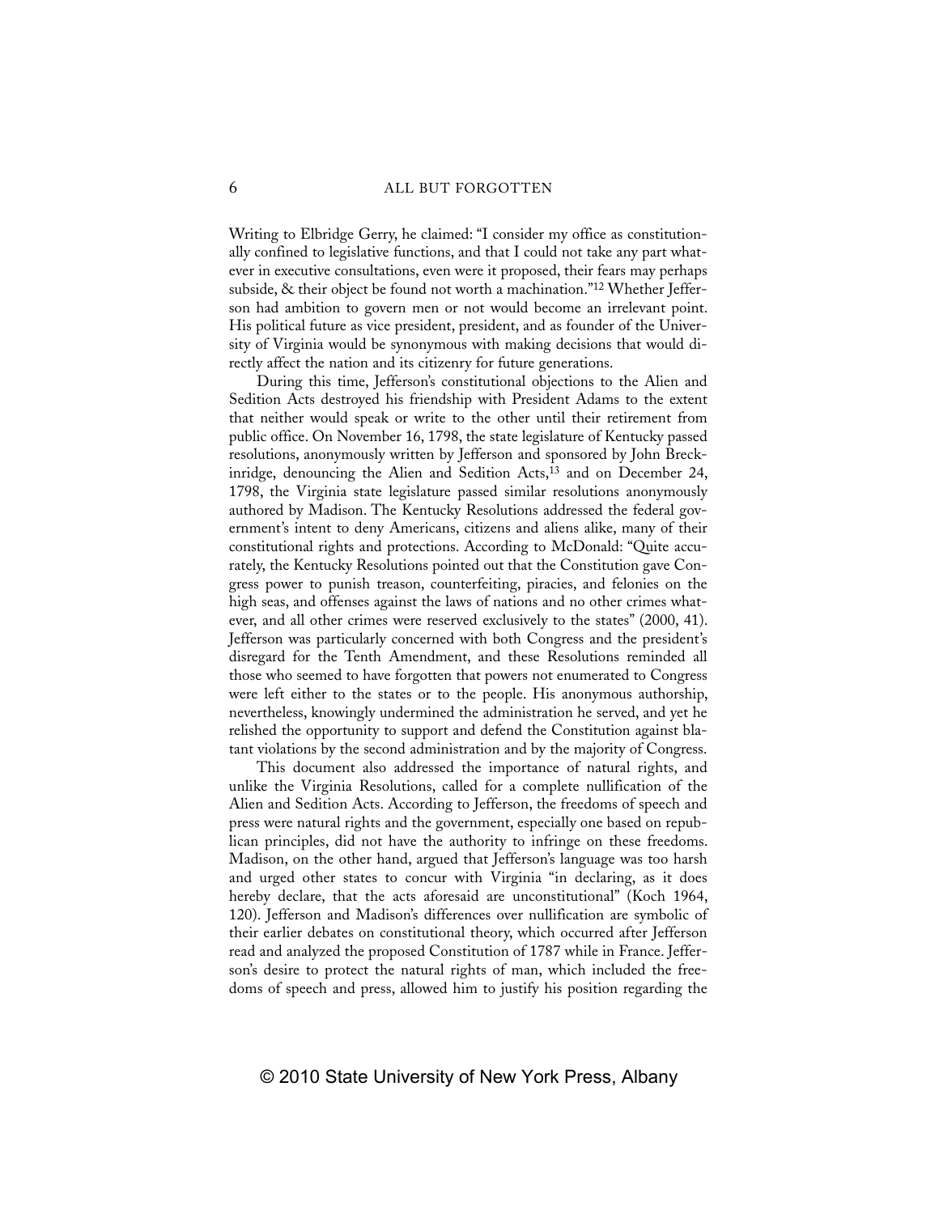Writing to Elbridge Gerry, he claimed: "I consider my office as constitutionally confined to legislative functions, and that I could not take any part whatever in executive consultations, even were it proposed, their fears may perhaps subside, & their object be found not worth a machination."[12] Whether Jefferson had ambition to govern men or not would become an irrelevant point. His political future as vice president, president, and as founder of the University of Virginia would be synonymous with making decisions that would directly affect the nation and its citizenry for future generations.

During this time, Jefferson's constitutional objections to the Alien and Sedition Acts destroyed his friendship with President Adams to the extent that neither would speak or write to the other until their retirement from public office. On November 16, 1798, the state legislature of Kentucky passed resolutions, anonymously written by Jefferson and sponsored by John Breckinridge, denouncing the Alien and Sedition Acts,[13] and on December 24, 1798, the Virginia state legislature passed similar resolutions anonymously authored by Madison. The Kentucky Resolutions addressed the federal government's intent to deny Americans, citizens and aliens alike, many of their constitutional rights and protections. According to McDonald: "Quite accurately, the Kentucky Resolutions pointed out that the Constitution gave Congress power to punish treason, counterfeiting, piracies, and felonies on the high seas, and offenses against the laws of nations and no other crimes whatever, and all other crimes were reserved exclusively to the states" (2000, 41). Jefferson was particularly concerned with both Congress and the president's disregard for the Tenth Amendment, and these Resolutions reminded all those who seemed to have forgotten that powers not enumerated to Congress were left either to the states or to the people. His anonymous authorship, nevertheless, knowingly undermined the administration he served, and yet he relished the opportunity to support and defend the Constitution against blatant violations by the second administration and by the majority of Congress.

This document also addressed the importance of natural rights, and unlike the Virginia Resolutions, called for a complete nullification of the Alien and Sedition Acts. According to Jefferson, the freedoms of speech and press were natural rights and the government, especially one based on republican principles, did not have the authority to infringe on these freedoms. Madison, on the other hand, argued that Jefferson's language was too harsh and urged other states to concur with Virginia "in declaring, as it does hereby declare, that the acts aforesaid are unconstitutional" (Koch 1964, 120). Jefferson and Madison's differences over nullification are symbolic of their earlier debates on constitutional theory, which occurred after Jefferson read and analyzed the proposed Constitution of 1787 while in France. Jefferson's desire to protect the natural rights of man, which included the freedoms of speech and press, allowed him to justify his position regarding the

© 2010 State University of New York Press, Albany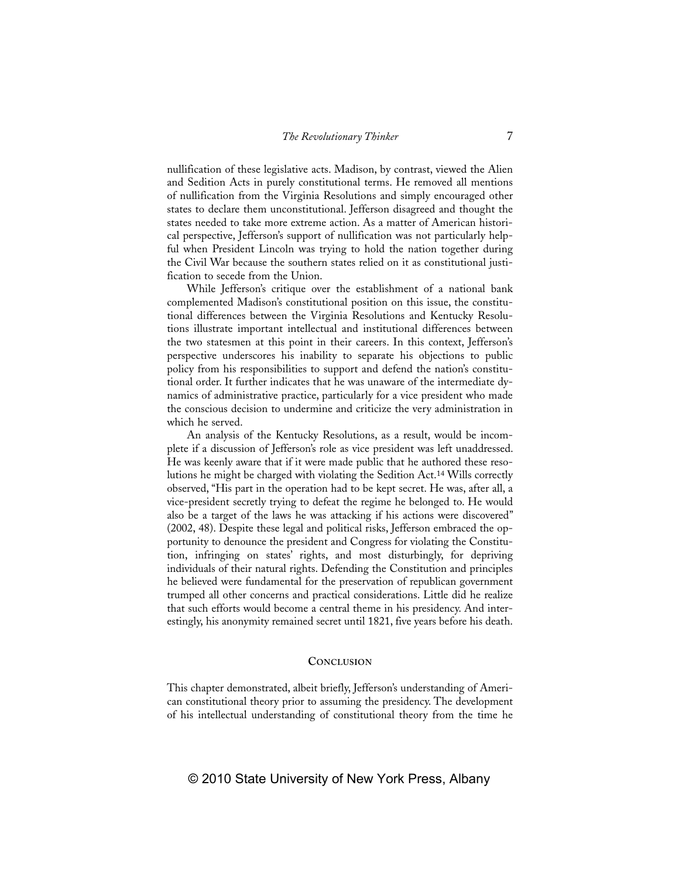nullification of these legislative acts. Madison, by contrast, viewed the Alien and Sedition Acts in purely constitutional terms. He removed all mentions of nullification from the Virginia Resolutions and simply encouraged other states to declare them unconstitutional. Jefferson disagreed and thought the states needed to take more extreme action. As a matter of American historical perspective, Jefferson's support of nullification was not particularly helpful when President Lincoln was trying to hold the nation together during the Civil War because the southern states relied on it as constitutional justification to secede from the Union.

While Jefferson's critique over the establishment of a national bank complemented Madison's constitutional position on this issue, the constitutional differences between the Virginia Resolutions and Kentucky Resolutions illustrate important intellectual and institutional differences between the two statesmen at this point in their careers. In this context, Jefferson's perspective underscores his inability to separate his objections to public policy from his responsibilities to support and defend the nation's constitutional order. It further indicates that he was unaware of the intermediate dynamics of administrative practice, particularly for a vice president who made the conscious decision to undermine and criticize the very administration in which he served.

An analysis of the Kentucky Resolutions, as a result, would be incomplete if a discussion of Jefferson's role as vice president was left unaddressed. He was keenly aware that if it were made public that he authored these resolutions he might be charged with violating the Sedition Act.[14] Wills correctly observed, "His part in the operation had to be kept secret. He was, after all, a vice-president secretly trying to defeat the regime he belonged to. He would also be a target of the laws he was attacking if his actions were discovered" (2002, 48). Despite these legal and political risks, Jefferson embraced the opportunity to denounce the president and Congress for violating the Constitution, infringing on states' rights, and most disturbingly, for depriving individuals of their natural rights. Defending the Constitution and principles he believed were fundamental for the preservation of republican government trumped all other concerns and practical considerations. Little did he realize that such efforts would become a central theme in his presidency. And interestingly, his anonymity remained secret until 1821, five years before his death.

## Conclusion

This chapter demonstrated, albeit briefly, Jefferson's understanding of American constitutional theory prior to assuming the presidency. The development of his intellectual understanding of constitutional theory from the time he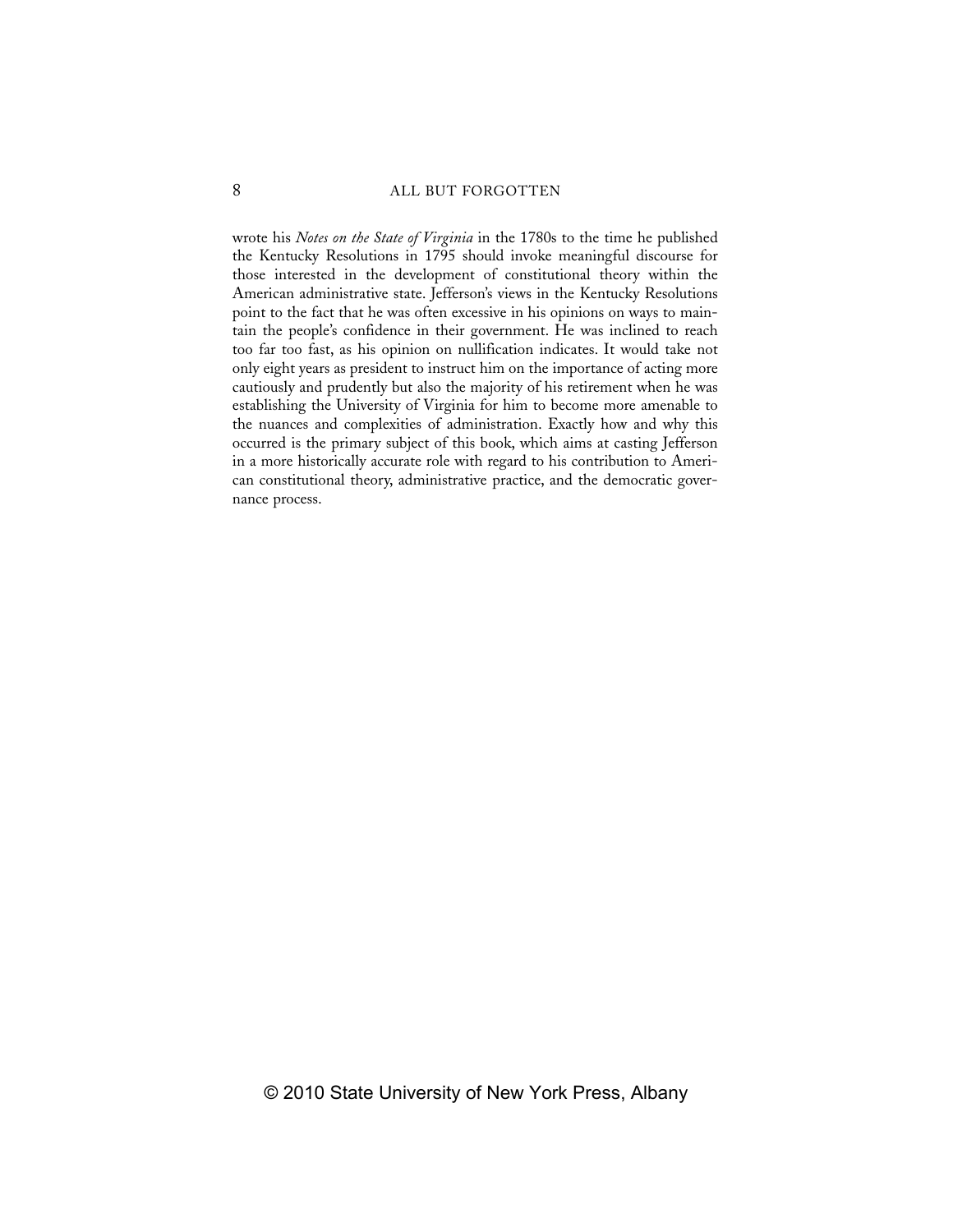wrote his *Notes on the State of Virginia* in the 1780s to the time he published the Kentucky Resolutions in 1795 should invoke meaningful discourse for those interested in the development of constitutional theory within the American administrative state. Jefferson's views in the Kentucky Resolutions point to the fact that he was often excessive in his opinions on ways to maintain the people's confidence in their government. He was inclined to reach too far too fast, as his opinion on nullification indicates. It would take not only eight years as president to instruct him on the importance of acting more cautiously and prudently but also the majority of his retirement when he was establishing the University of Virginia for him to become more amenable to the nuances and complexities of administration. Exactly how and why this occurred is the primary subject of this book, which aims at casting Jefferson in a more historically accurate role with regard to his contribution to American constitutional theory, administrative practice, and the democratic governance process.

© 2010 State University of New York Press, Albany